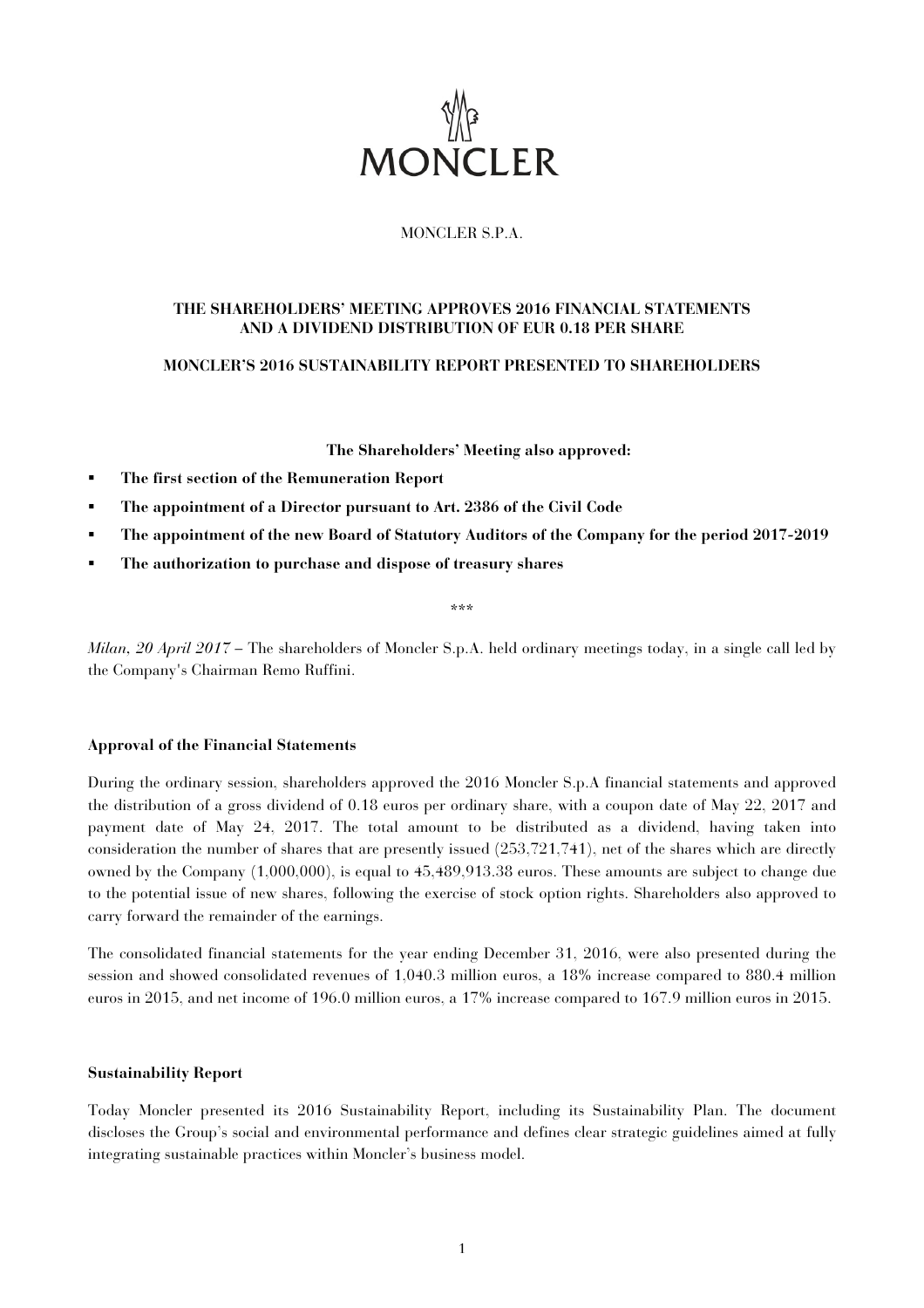MONCLER

MONCLER S.P.A.

# THE SHAREHOLDERS' MEETING APPROVES 2016 FINANCIAL STATEMENTS AND A DIVIDEND DISTRIBUTION OF EUR 0.18 PER SHARE

## MONCLER'S 2016 SUSTAINABILITY REPORT PRESENTED TO SHAREHOLDERS

**The Shareholders' Meeting also approved:**

- **The first section of the Remuneration Report**
- **The appointment of a Director pursuant to Art. 2386 of the Civil Code**
- **The appointment of the new Board of Statutory Auditors of the Company for the period 2017-2019**
- **The authorization to purchase and dispose of treasury shares**

\*\*\*

*Milan, 20 April 2017* – The shareholders of Moncler S.p.A. held ordinary meetings today, in a single call led by the Company's Chairman Remo Ruffini.

### Approval of the Financial Statements

During the ordinary session, shareholders approved the 2016 Moncler S.p.A financial statements and approved the distribution of a gross dividend of 0.18 euros per ordinary share, with a coupon date of May 22, 2017 and payment date of May 24, 2017. The total amount to be distributed as a dividend, having taken into consideration the number of shares that are presently issued (253,721,741), net of the shares which are directly owned by the Company (1,000,000), is equal to 45,489,913.38 euros. These amounts are subject to change due to the potential issue of new shares, following the exercise of stock option rights. Shareholders also approved to carry forward the remainder of the earnings.

The consolidated financial statements for the year ending December 31, 2016, were also presented during the session and showed consolidated revenues of 1,040.3 million euros, a 18% increase compared to 880.4 million euros in 2015, and net income of 196.0 million euros, a 17% increase compared to 167.9 million euros in 2015.

### Sustainability Report

Today Moncler presented its 2016 Sustainability Report, including its Sustainability Plan. The document discloses the Group's social and environmental performance and defines clear strategic guidelines aimed at fully integrating sustainable practices within Moncler's business model.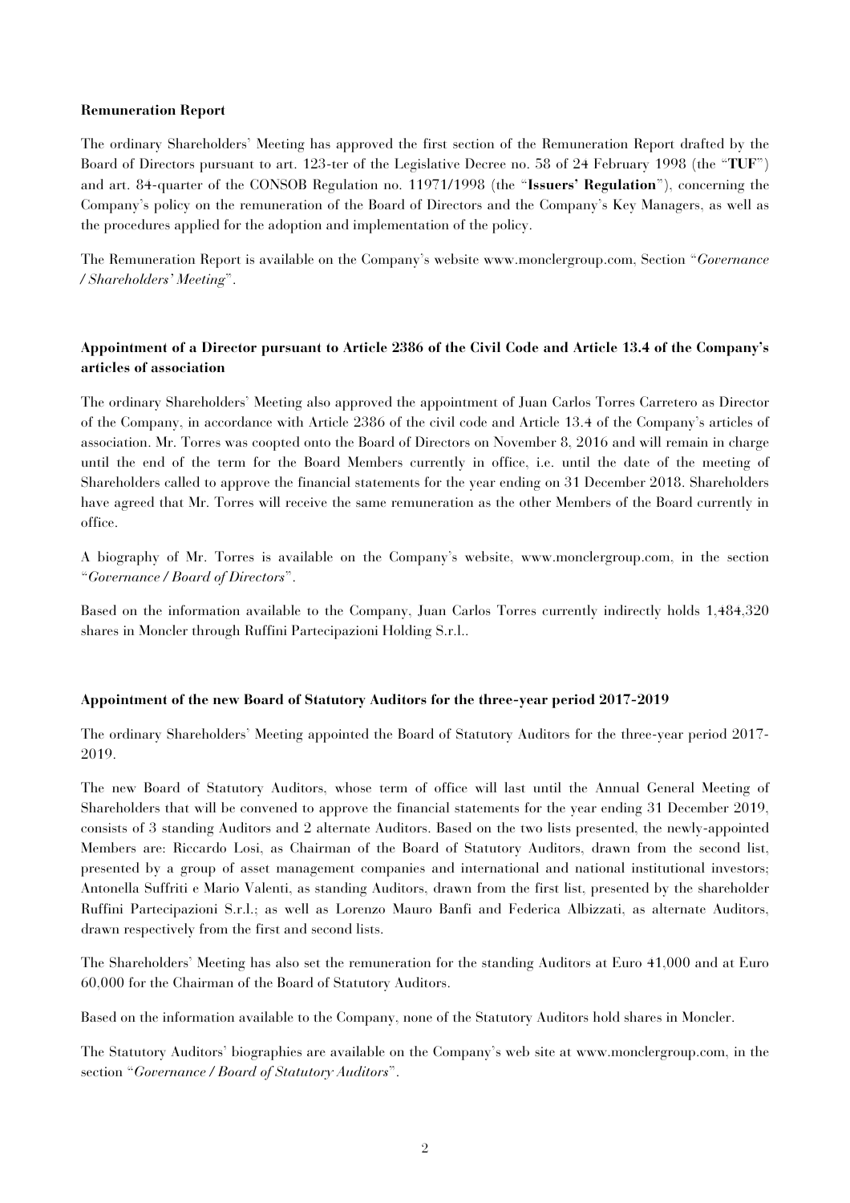**Remuneration Report**

The ordinary Shareholders' Meeting has approved the first section of the Remuneration Report drafted by the Board of Directors pursuant to art. 123-ter of the Legislative Decree no. 58 of 24 February 1998 (the "**TUF**") and art. 84-quarter of the CONSOB Regulation no. 11971/1998 (the "**Issuers' Regulation**"), concerning the Company's policy on the remuneration of the Board of Directors and the Company's Key Managers, as well as the procedures applied for the adoption and implementation of the policy.

The Remuneration Report is available on the Company's website www.monclergroup.com, Section "*Governance / Shareholders' Meeting*".

**Appointment of a Director pursuant to Article 2386 of the Civil Code and Article 13.4 of the Company's articles of association**

The ordinary Shareholders' Meeting also approved the appointment of Juan Carlos Torres Carretero as Director of the Company, in accordance with Article 2386 of the civil code and Article 13.4 of the Company's articles of association. Mr. Torres was coopted onto the Board of Directors on November 8, 2016 and will remain in charge until the end of the term for the Board Members currently in office, i.e. until the date of the meeting of Shareholders called to approve the financial statements for the year ending on 31 December 2018. Shareholders have agreed that Mr. Torres will receive the same remuneration as the other Members of the Board currently in office.

A biography of Mr. Torres is available on the Company's website, www.monclergroup.com, in the section "*Governance / Board of Directors*".

Based on the information available to the Company, Juan Carlos Torres currently indirectly holds 1,484,320 shares in Moncler through Ruffini Partecipazioni Holding S.r.l..

**Appointment of the new Board of Statutory Auditors for the three-year period 2017-2019**

The ordinary Shareholders' Meeting appointed the Board of Statutory Auditors for the three-year period 2017-2019.

The new Board of Statutory Auditors, whose term of office will last until the Annual General Meeting of Shareholders that will be convened to approve the financial statements for the year ending 31 December 2019, consists of 3 standing Auditors and 2 alternate Auditors. Based on the two lists presented, the newly-appointed Members are: Riccardo Losi, as Chairman of the Board of Statutory Auditors, drawn from the second list, presented by a group of asset management companies and international and national institutional investors; Antonella Suffriti e Mario Valenti, as standing Auditors, drawn from the first list, presented by the shareholder Ruffini Partecipazioni S.r.l.; as well as Lorenzo Mauro Banfi and Federica Albizzati, as alternate Auditors, drawn respectively from the first and second lists.

The Shareholders' Meeting has also set the remuneration for the standing Auditors at Euro 41,000 and at Euro 60,000 for the Chairman of the Board of Statutory Auditors.

Based on the information available to the Company, none of the Statutory Auditors hold shares in Moncler.

The Statutory Auditors' biographies are available on the Company's web site at www.monclergroup.com, in the section "*Governance / Board of Statutory Auditors*".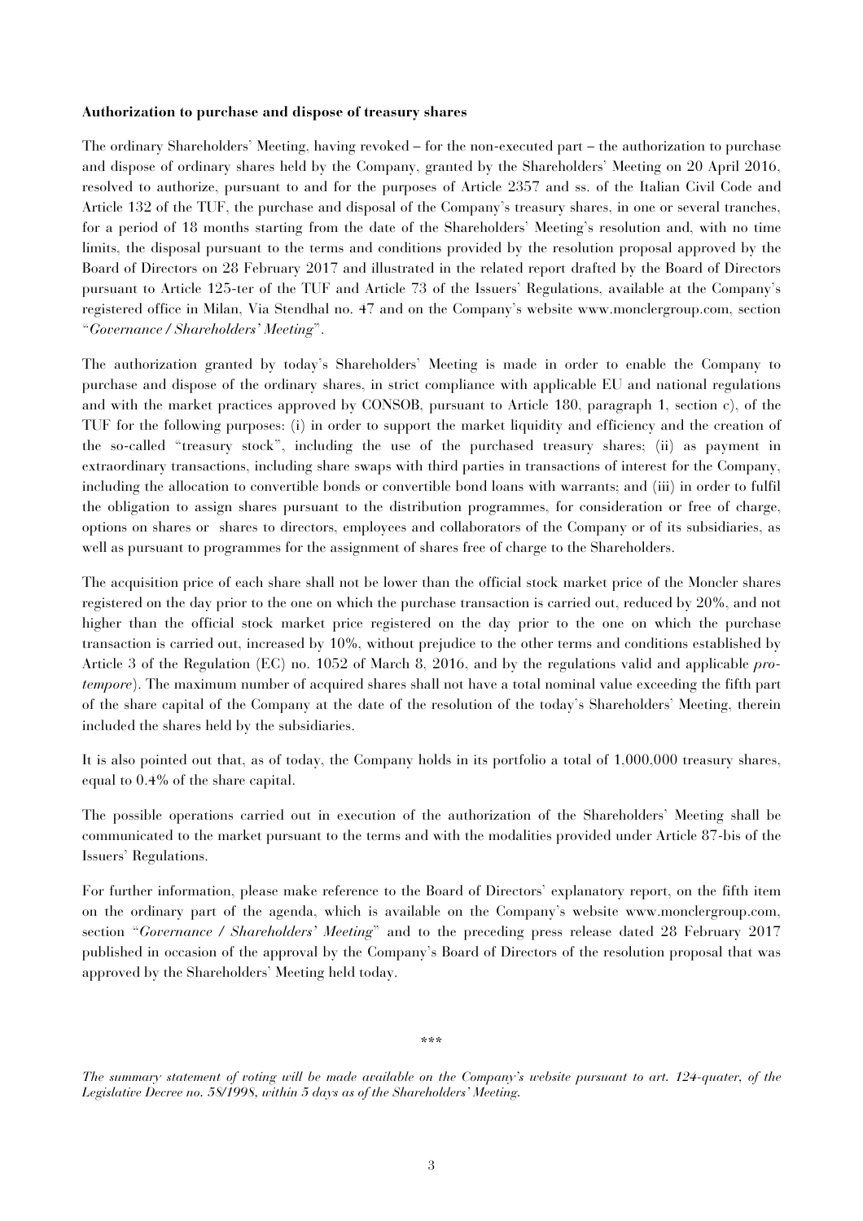**Authorization to purchase and dispose of treasury shares**

The ordinary Shareholders' Meeting, having revoked – for the non-executed part – the authorization to purchase and dispose of ordinary shares held by the Company, granted by the Shareholders' Meeting on 20 April 2016, resolved to authorize, pursuant to and for the purposes of Article 2357 and ss. of the Italian Civil Code and Article 132 of the TUF, the purchase and disposal of the Company's treasury shares, in one or several tranches, for a period of 18 months starting from the date of the Shareholders' Meeting's resolution and, with no time limits, the disposal pursuant to the terms and conditions provided by the resolution proposal approved by the Board of Directors on 28 February 2017 and illustrated in the related report drafted by the Board of Directors pursuant to Article 125-ter of the TUF and Article 73 of the Issuers' Regulations, available at the Company's registered office in Milan, Via Stendhal no. 47 and on the Company's website www.monclergroup.com, section "*Governance / Shareholders' Meeting*".

The authorization granted by today's Shareholders' Meeting is made in order to enable the Company to purchase and dispose of the ordinary shares, in strict compliance with applicable EU and national regulations and with the market practices approved by CONSOB, pursuant to Article 180, paragraph 1, section c), of the TUF for the following purposes: (i) in order to support the market liquidity and efficiency and the creation of the so-called "treasury stock", including the use of the purchased treasury shares; (ii) as payment in extraordinary transactions, including share swaps with third parties in transactions of interest for the Company, including the allocation to convertible bonds or convertible bond loans with warrants; and (iii) in order to fulfil the obligation to assign shares pursuant to the distribution programmes, for consideration or free of charge, options on shares or shares to directors, employees and collaborators of the Company or of its subsidiaries, as well as pursuant to programmes for the assignment of shares free of charge to the Shareholders.

The acquisition price of each share shall not be lower than the official stock market price of the Moncler shares registered on the day prior to the one on which the purchase transaction is carried out, reduced by 20%, and not higher than the official stock market price registered on the day prior to the one on which the purchase transaction is carried out, increased by 10%, without prejudice to the other terms and conditions established by Article 3 of the Regulation (EC) no. 1052 of March 8, 2016, and by the regulations valid and applicable *pro-tempore*). The maximum number of acquired shares shall not have a total nominal value exceeding the fifth part of the share capital of the Company at the date of the resolution of the today's Shareholders' Meeting, therein included the shares held by the subsidiaries.

It is also pointed out that, as of today, the Company holds in its portfolio a total of 1,000,000 treasury shares, equal to 0.4% of the share capital.

The possible operations carried out in execution of the authorization of the Shareholders' Meeting shall be communicated to the market pursuant to the terms and with the modalities provided under Article 87-bis of the Issuers' Regulations.

For further information, please make reference to the Board of Directors' explanatory report, on the fifth item on the ordinary part of the agenda, which is available on the Company's website www.monclergroup.com, section "*Governance / Shareholders' Meeting*" and to the preceding press release dated 28 February 2017 published in occasion of the approval by the Company's Board of Directors of the resolution proposal that was approved by the Shareholders' Meeting held today.

\*\*\*

*The summary statement of voting will be made available on the Company's website pursuant to art. 124-quater, of the Legislative Decree no. 58/1998, within 5 days as of the Shareholders' Meeting.*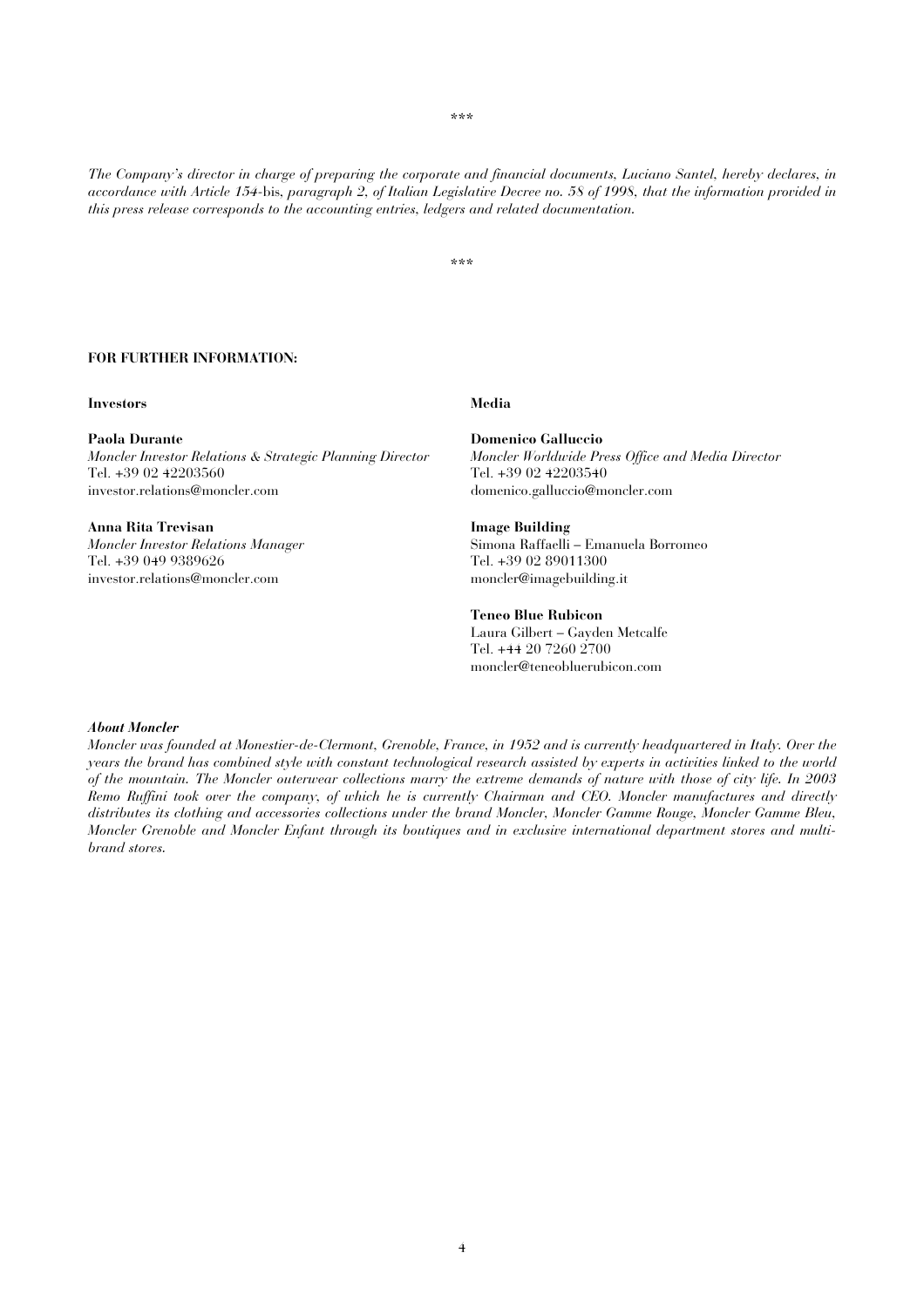\*\*\*

*The Company's director in charge of preparing the corporate and financial documents, Luciano Santel, hereby declares, in accordance with Article 154-*bis*, paragraph 2, of Italian Legislative Decree no. 58 of 1998, that the information provided in this press release corresponds to the accounting entries, ledgers and related documentation.*

\*\*\*

**FOR FURTHER INFORMATION:**

**Investors**

**Paola Durante**
*Moncler Investor Relations & Strategic Planning Director*
Tel. +39 02 42203560
investor.relations@moncler.com

**Anna Rita Trevisan**
*Moncler Investor Relations Manager*
Tel. +39 049 9389626
investor.relations@moncler.com

**Media**

**Domenico Galluccio**
*Moncler Worldwide Press Office and Media Director*
Tel. +39 02 42203540
domenico.galluccio@moncler.com

**Image Building**
Simona Raffaelli – Emanuela Borromeo
Tel. +39 02 89011300
moncler@imagebuilding.it

**Teneo Blue Rubicon**
Laura Gilbert – Gayden Metcalfe
Tel. +44 20 7260 2700
moncler@teneobluerubicon.com

***About Moncler***

*Moncler was founded at Monestier-de-Clermont, Grenoble, France, in 1952 and is currently headquartered in Italy. Over the years the brand has combined style with constant technological research assisted by experts in activities linked to the world of the mountain. The Moncler outerwear collections marry the extreme demands of nature with those of city life. In 2003 Remo Ruffini took over the company, of which he is currently Chairman and CEO. Moncler manufactures and directly distributes its clothing and accessories collections under the brand Moncler, Moncler Gamme Rouge, Moncler Gamme Bleu, Moncler Grenoble and Moncler Enfant through its boutiques and in exclusive international department stores and multi-brand stores.*